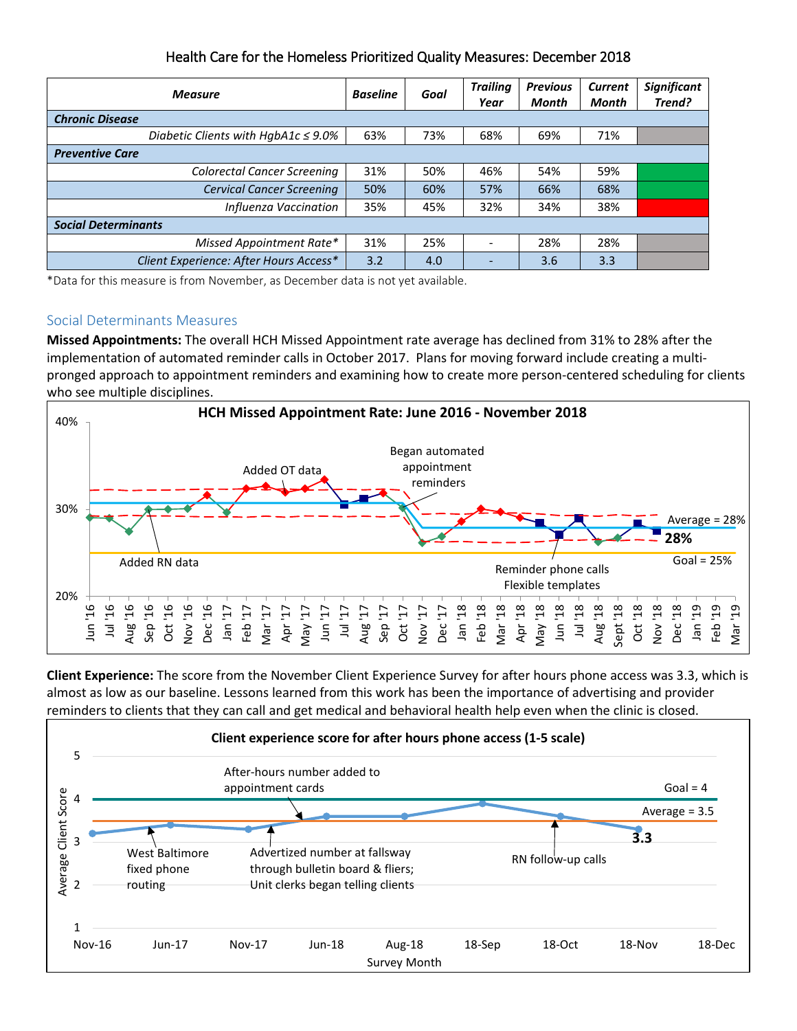# Health Care for the Homeless Prioritized Quality Measures: December 2018

| Measure | Baseline | Goal | Trailing Year | Previous Month | Current Month | Significant Trend? |
|---|---|---|---|---|---|---|
| **Chronic Disease** | | | | | | |
| *Diabetic Clients with HgbA1c ≤ 9.0%* | 63% | 73% | 68% | 69% | 71% | |
| **Preventive Care** | | | | | | |
| *Colorectal Cancer Screening* | 31% | 50% | 46% | 54% | 59% | |
| *Cervical Cancer Screening* | 50% | 60% | 57% | 66% | 68% | |
| *Influenza Vaccination* | 35% | 45% | 32% | 34% | 38% | |
| **Social Determinants** | | | | | | |
| *Missed Appointment Rate** | 31% | 25% | - | 28% | 28% | |
| *Client Experience: After Hours Access** | 3.2 | 4.0 | - | 3.6 | 3.3 | |

*Data for this measure is from November, as December data is not yet available.

## Social Determinants Measures

**Missed Appointments:** The overall HCH Missed Appointment rate average has declined from 31% to 28% after the implementation of automated reminder calls in October 2017. Plans for moving forward include creating a multi-pronged approach to appointment reminders and examining how to create more person-centered scheduling for clients who see multiple disciplines.

**HCH Missed Appointment Rate: June 2016 - November 2018**

**Client Experience:** The score from the November Client Experience Survey for after hours phone access was 3.3, which is almost as low as our baseline. Lessons learned from this work has been the importance of advertising and provider reminders to clients that they can call and get medical and behavioral health help even when the clinic is closed.

**Client experience score for after hours phone access (1-5 scale)**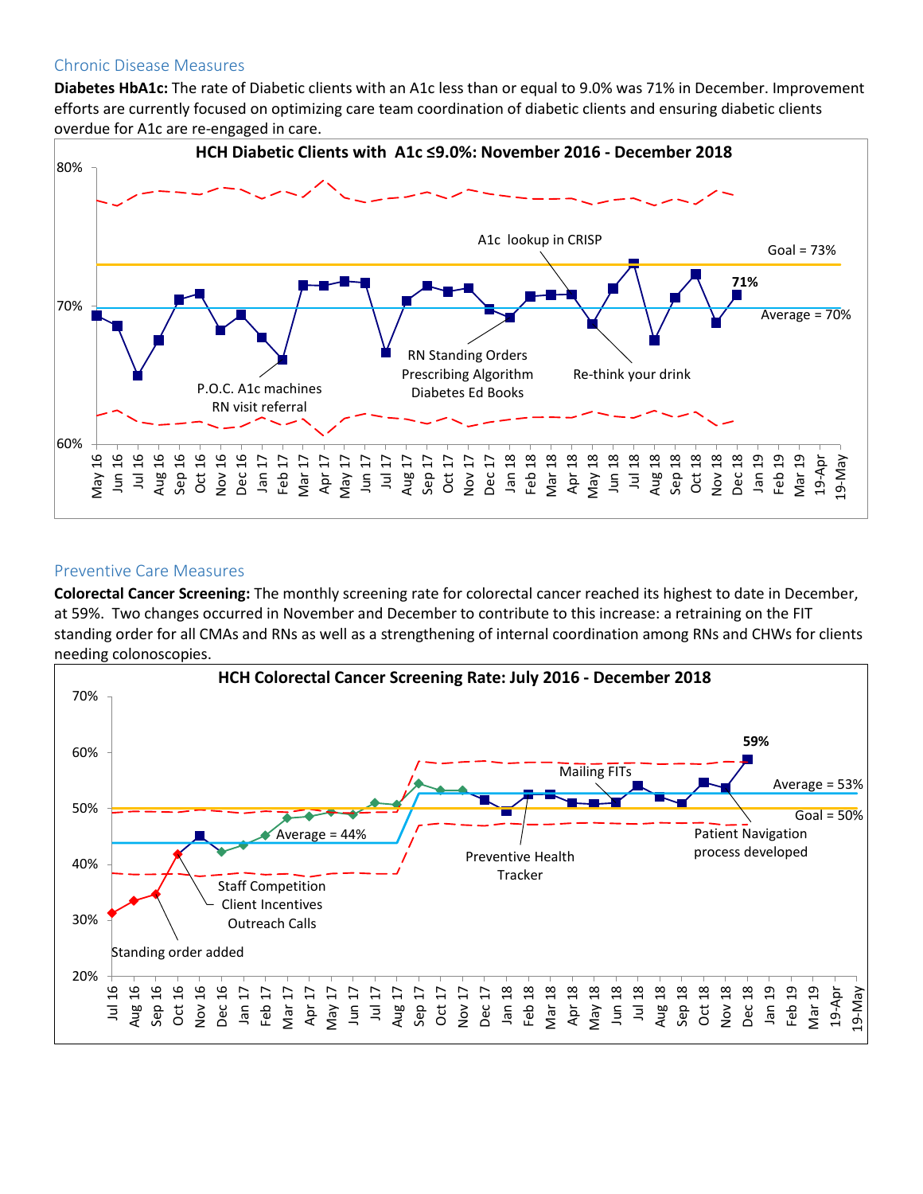## Chronic Disease Measures

**Diabetes HbA1c:** The rate of Diabetic clients with an A1c less than or equal to 9.0% was 71% in December. Improvement efforts are currently focused on optimizing care team coordination of diabetic clients and ensuring diabetic clients overdue for A1c are re-engaged in care.

**HCH Diabetic Clients with A1c ≤9.0%: November 2016 - December 2018**

## Preventive Care Measures

**Colorectal Cancer Screening:** The monthly screening rate for colorectal cancer reached its highest to date in December, at 59%. Two changes occurred in November and December to contribute to this increase: a retraining on the FIT standing order for all CMAs and RNs as well as a strengthening of internal coordination among RNs and CHWs for clients needing colonoscopies.

**HCH Colorectal Cancer Screening Rate: July 2016 - December 2018**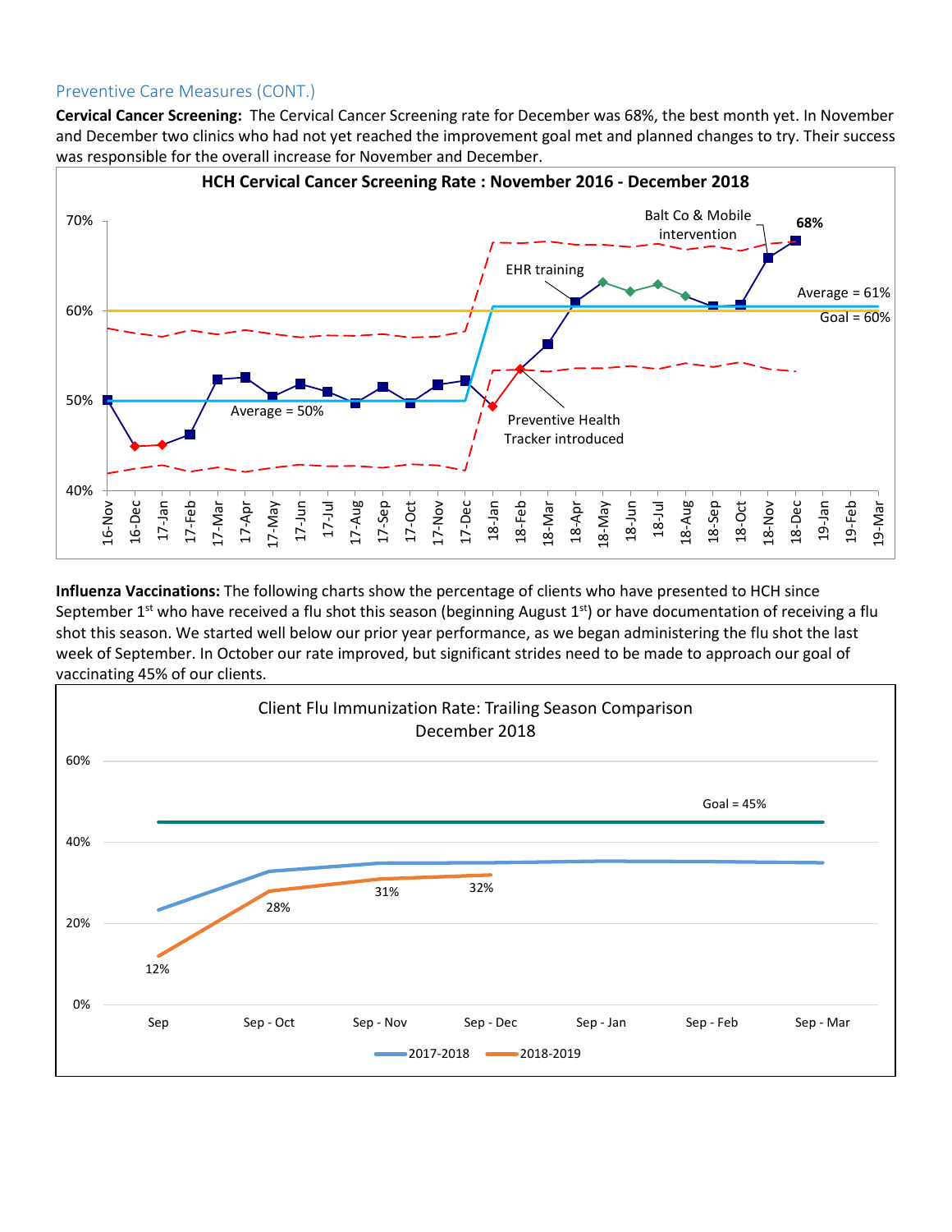## Preventive Care Measures (CONT.)

**Cervical Cancer Screening:** The Cervical Cancer Screening rate for December was 68%, the best month yet. In November and December two clinics who had not yet reached the improvement goal met and planned changes to try. Their success was responsible for the overall increase for November and December.

**HCH Cervical Cancer Screening Rate : November 2016 - December 2018**

70%
60%
50%
40%

Balt Co & Mobile intervention

68%

EHR training

Average = 61%

Goal = 60%

Average = 50%

Preventive Health Tracker introduced

16-Nov, 16-Dec, 17-Jan, 17-Feb, 17-Mar, 17-Apr, 17-May, 17-Jun, 17-Jul, 17-Aug, 17-Sep, 17-Oct, 17-Nov, 17-Dec, 18-Jan, 18-Feb, 18-Mar, 18-Apr, 18-May, 18-Jun, 18-Jul, 18-Aug, 18-Sep, 18-Oct, 18-Nov, 18-Dec, 19-Jan, 19-Feb, 19-Mar

**Influenza Vaccinations:** The following charts show the percentage of clients who have presented to HCH since September 1st who have received a flu shot this season (beginning August 1st) or have documentation of receiving a flu shot this season. We started well below our prior year performance, as we began administering the flu shot the last week of September. In October our rate improved, but significant strides need to be made to approach our goal of vaccinating 45% of our clients.

Client Flu Immunization Rate: Trailing Season Comparison
December 2018

60%
40%
20%
0%

Goal = 45%

12%
28%
31%
32%

Sep, Sep - Oct, Sep - Nov, Sep - Dec, Sep - Jan, Sep - Feb, Sep - Mar

2017-2018
2018-2019